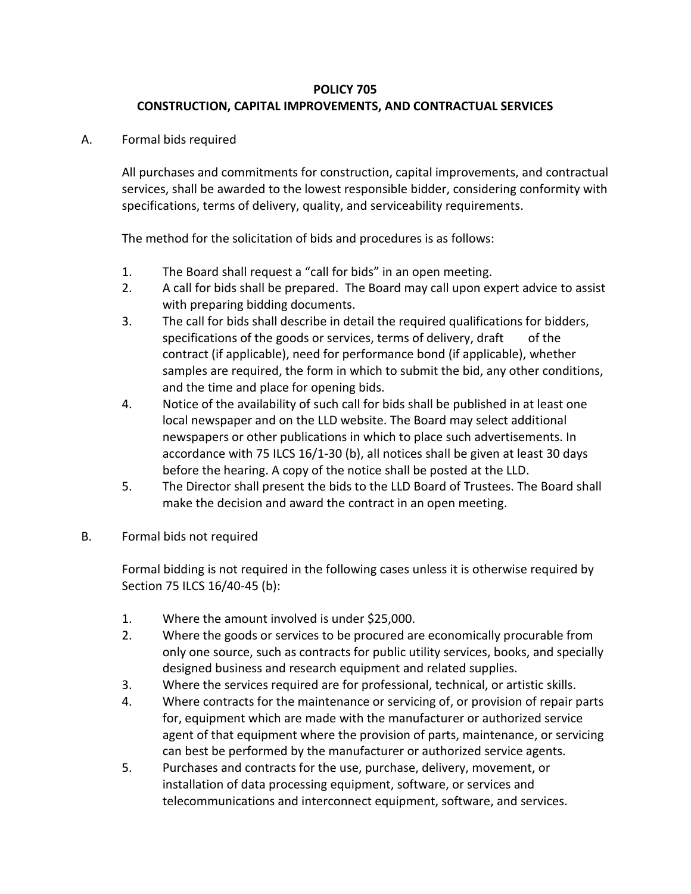# POLICY 705
# CONSTRUCTION, CAPITAL IMPROVEMENTS, AND CONTRACTUAL SERVICES

A. Formal bids required

All purchases and commitments for construction, capital improvements, and contractual services, shall be awarded to the lowest responsible bidder, considering conformity with specifications, terms of delivery, quality, and serviceability requirements.

The method for the solicitation of bids and procedures is as follows:

1. The Board shall request a "call for bids" in an open meeting.
2. A call for bids shall be prepared. The Board may call upon expert advice to assist with preparing bidding documents.
3. The call for bids shall describe in detail the required qualifications for bidders, specifications of the goods or services, terms of delivery, draft of the contract (if applicable), need for performance bond (if applicable), whether samples are required, the form in which to submit the bid, any other conditions, and the time and place for opening bids.
4. Notice of the availability of such call for bids shall be published in at least one local newspaper and on the LLD website. The Board may select additional newspapers or other publications in which to place such advertisements. In accordance with 75 ILCS 16/1-30 (b), all notices shall be given at least 30 days before the hearing. A copy of the notice shall be posted at the LLD.
5. The Director shall present the bids to the LLD Board of Trustees. The Board shall make the decision and award the contract in an open meeting.

B. Formal bids not required

Formal bidding is not required in the following cases unless it is otherwise required by Section 75 ILCS 16/40-45 (b):

1. Where the amount involved is under $25,000.
2. Where the goods or services to be procured are economically procurable from only one source, such as contracts for public utility services, books, and specially designed business and research equipment and related supplies.
3. Where the services required are for professional, technical, or artistic skills.
4. Where contracts for the maintenance or servicing of, or provision of repair parts for, equipment which are made with the manufacturer or authorized service agent of that equipment where the provision of parts, maintenance, or servicing can best be performed by the manufacturer or authorized service agents.
5. Purchases and contracts for the use, purchase, delivery, movement, or installation of data processing equipment, software, or services and telecommunications and interconnect equipment, software, and services.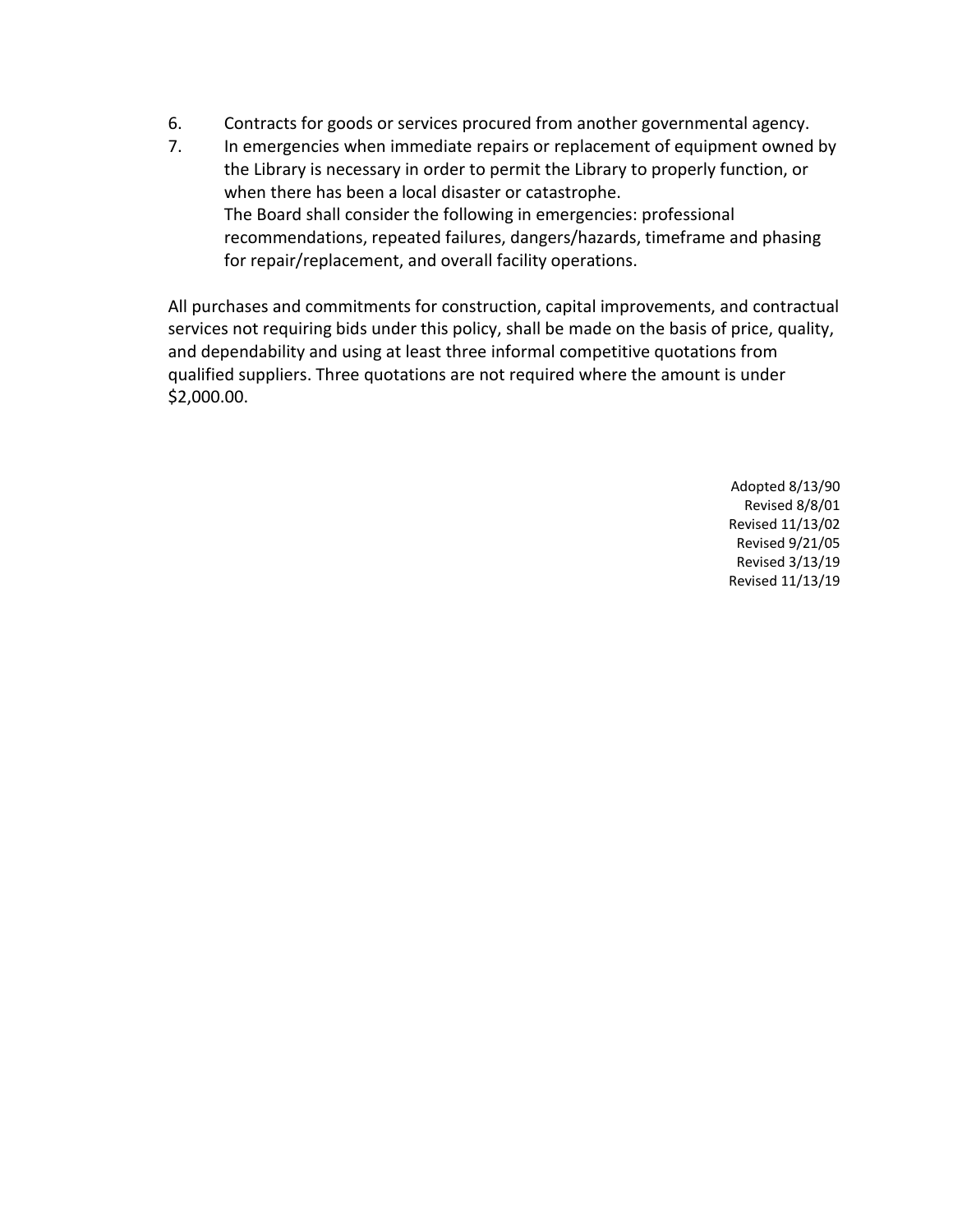6. Contracts for goods or services procured from another governmental agency.
7. In emergencies when immediate repairs or replacement of equipment owned by the Library is necessary in order to permit the Library to properly function, or when there has been a local disaster or catastrophe.
   The Board shall consider the following in emergencies: professional recommendations, repeated failures, dangers/hazards, timeframe and phasing for repair/replacement, and overall facility operations.

All purchases and commitments for construction, capital improvements, and contractual services not requiring bids under this policy, shall be made on the basis of price, quality, and dependability and using at least three informal competitive quotations from qualified suppliers. Three quotations are not required where the amount is under $2,000.00.

Adopted 8/13/90
Revised 8/8/01
Revised 11/13/02
Revised 9/21/05
Revised 3/13/19
Revised 11/13/19